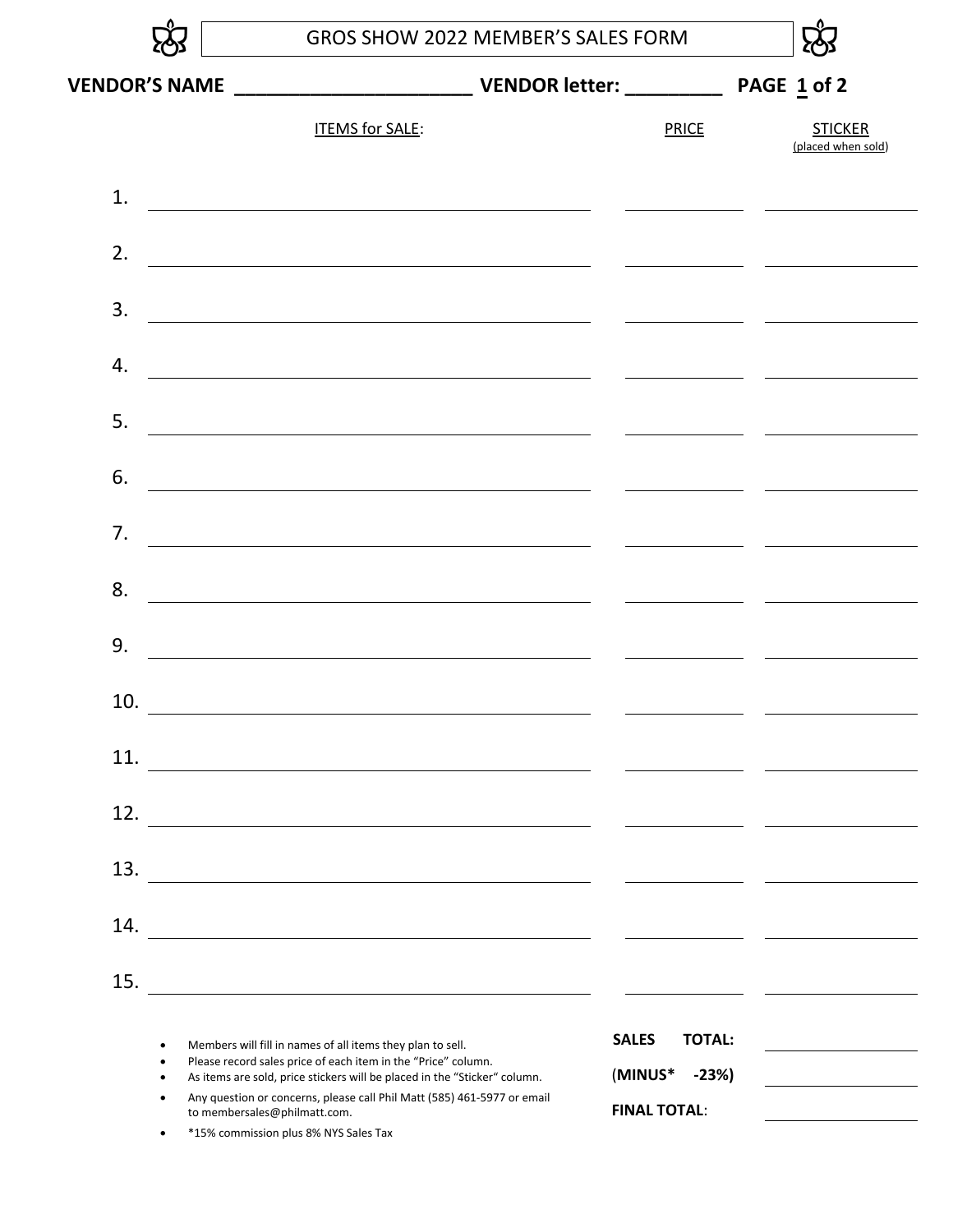# GROS SHOW 2022 MEMBER'S SALES FORM

**VENDOR'S NAME ______________________ VENDOR letter: _________ PAGE 1 of 2**

| | ITEMS for SALE: | PRICE | STICKER (placed when sold) |
|---|---|---|---|
| 1. | | | |
| 2. | | | |
| 3. | | | |
| 4. | | | |
| 5. | | | |
| 6. | | | |
| 7. | | | |
| 8. | | | |
| 9. | | | |
| 10. | | | |
| 11. | | | |
| 12. | | | |
| 13. | | | |
| 14. | | | |
| 15. | | | |

- Members will fill in names of all items they plan to sell.
- Please record sales price of each item in the "Price" column.
- As items are sold, price stickers will be placed in the "Sticker" column.
- Any question or concerns, please call Phil Matt (585) 461-5977 or email to membersales@philmatt.com.
- *15% commission plus 8% NYS Sales Tax

**SALES TOTAL:** ____________

(**MINUS* -23%)** ____________

**FINAL TOTAL**: ____________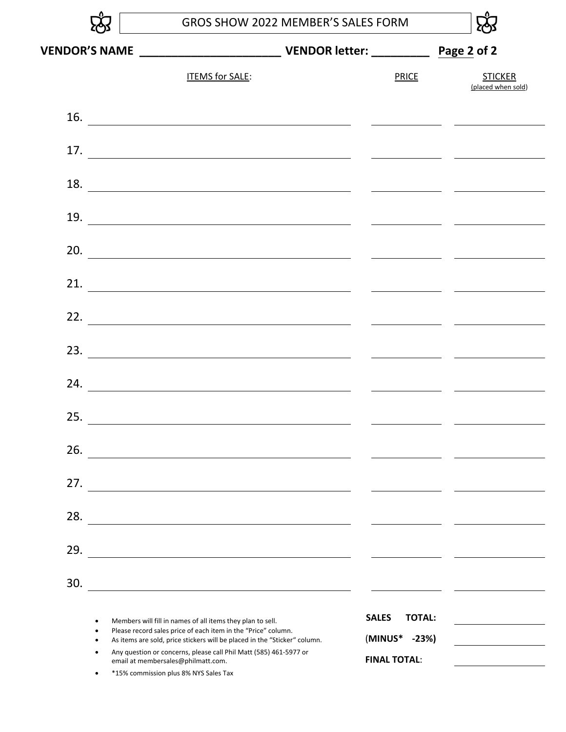# GROS SHOW 2022 MEMBER'S SALES FORM

**VENDOR'S NAME ______________________ VENDOR letter: _________ Page 2 of 2**

| ITEMS for SALE: | PRICE | STICKER (placed when sold) |
| --- | --- | --- |
| 16. | | |
| 17. | | |
| 18. | | |
| 19. | | |
| 20. | | |
| 21. | | |
| 22. | | |
| 23. | | |
| 24. | | |
| 25. | | |
| 26. | | |
| 27. | | |
| 28. | | |
| 29. | | |
| 30. | | |

- Members will fill in names of all items they plan to sell.
- Please record sales price of each item in the "Price" column.
- As items are sold, price stickers will be placed in the "Sticker" column.
- Any question or concerns, please call Phil Matt (585) 461-5977 or email at membersales@philmatt.com.
- *15% commission plus 8% NYS Sales Tax

**SALES TOTAL:** ______________

(**MINUS* -23%)** ______________

**FINAL TOTAL**: ______________